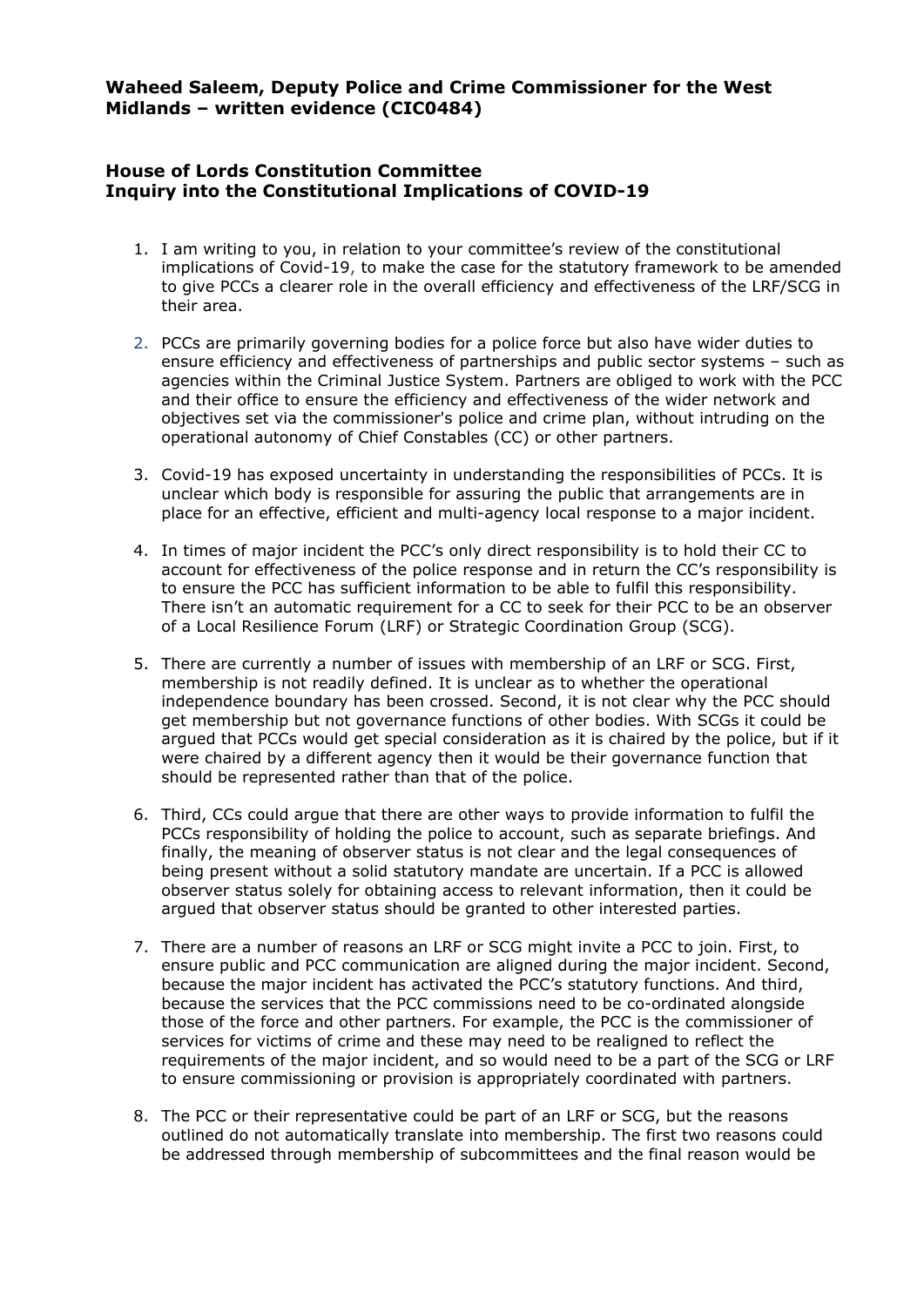**Waheed Saleem, Deputy Police and Crime Commissioner for the West Midlands – written evidence (CIC0484)**

**House of Lords Constitution Committee**
**Inquiry into the Constitutional Implications of COVID-19**

1. I am writing to you, in relation to your committee's review of the constitutional implications of Covid-19, to make the case for the statutory framework to be amended to give PCCs a clearer role in the overall efficiency and effectiveness of the LRF/SCG in their area.

2. PCCs are primarily governing bodies for a police force but also have wider duties to ensure efficiency and effectiveness of partnerships and public sector systems – such as agencies within the Criminal Justice System. Partners are obliged to work with the PCC and their office to ensure the efficiency and effectiveness of the wider network and objectives set via the commissioner's police and crime plan, without intruding on the operational autonomy of Chief Constables (CC) or other partners.

3. Covid-19 has exposed uncertainty in understanding the responsibilities of PCCs. It is unclear which body is responsible for assuring the public that arrangements are in place for an effective, efficient and multi-agency local response to a major incident.

4. In times of major incident the PCC's only direct responsibility is to hold their CC to account for effectiveness of the police response and in return the CC's responsibility is to ensure the PCC has sufficient information to be able to fulfil this responsibility. There isn't an automatic requirement for a CC to seek for their PCC to be an observer of a Local Resilience Forum (LRF) or Strategic Coordination Group (SCG).

5. There are currently a number of issues with membership of an LRF or SCG. First, membership is not readily defined. It is unclear as to whether the operational independence boundary has been crossed. Second, it is not clear why the PCC should get membership but not governance functions of other bodies. With SCGs it could be argued that PCCs would get special consideration as it is chaired by the police, but if it were chaired by a different agency then it would be their governance function that should be represented rather than that of the police.

6. Third, CCs could argue that there are other ways to provide information to fulfil the PCCs responsibility of holding the police to account, such as separate briefings. And finally, the meaning of observer status is not clear and the legal consequences of being present without a solid statutory mandate are uncertain. If a PCC is allowed observer status solely for obtaining access to relevant information, then it could be argued that observer status should be granted to other interested parties.

7. There are a number of reasons an LRF or SCG might invite a PCC to join. First, to ensure public and PCC communication are aligned during the major incident. Second, because the major incident has activated the PCC's statutory functions. And third, because the services that the PCC commissions need to be co-ordinated alongside those of the force and other partners. For example, the PCC is the commissioner of services for victims of crime and these may need to be realigned to reflect the requirements of the major incident, and so would need to be a part of the SCG or LRF to ensure commissioning or provision is appropriately coordinated with partners.

8. The PCC or their representative could be part of an LRF or SCG, but the reasons outlined do not automatically translate into membership. The first two reasons could be addressed through membership of subcommittees and the final reason would be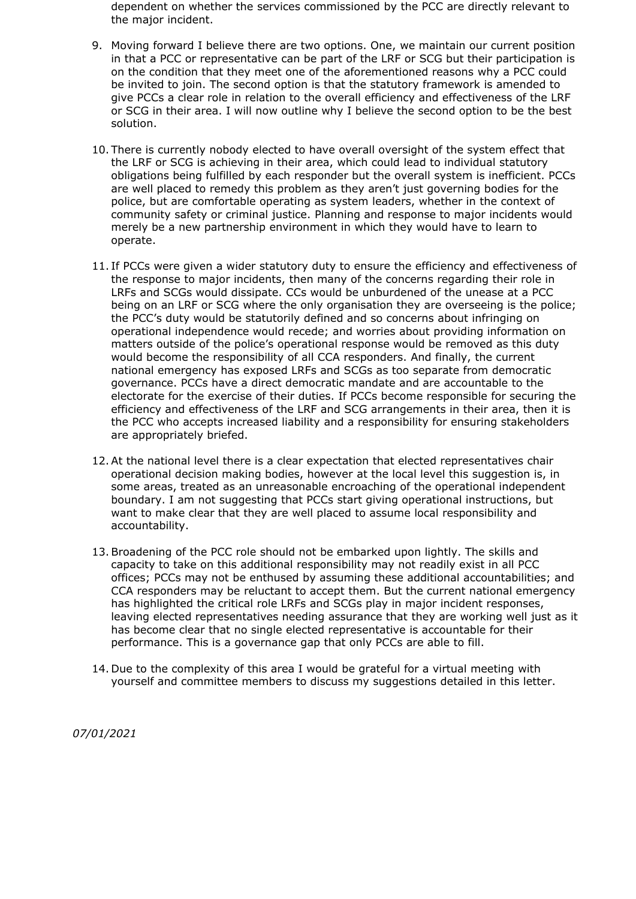dependent on whether the services commissioned by the PCC are directly relevant to the major incident.

9. Moving forward I believe there are two options. One, we maintain our current position in that a PCC or representative can be part of the LRF or SCG but their participation is on the condition that they meet one of the aforementioned reasons why a PCC could be invited to join. The second option is that the statutory framework is amended to give PCCs a clear role in relation to the overall efficiency and effectiveness of the LRF or SCG in their area. I will now outline why I believe the second option to be the best solution.

10. There is currently nobody elected to have overall oversight of the system effect that the LRF or SCG is achieving in their area, which could lead to individual statutory obligations being fulfilled by each responder but the overall system is inefficient. PCCs are well placed to remedy this problem as they aren't just governing bodies for the police, but are comfortable operating as system leaders, whether in the context of community safety or criminal justice. Planning and response to major incidents would merely be a new partnership environment in which they would have to learn to operate.

11. If PCCs were given a wider statutory duty to ensure the efficiency and effectiveness of the response to major incidents, then many of the concerns regarding their role in LRFs and SCGs would dissipate. CCs would be unburdened of the unease at a PCC being on an LRF or SCG where the only organisation they are overseeing is the police; the PCC's duty would be statutorily defined and so concerns about infringing on operational independence would recede; and worries about providing information on matters outside of the police's operational response would be removed as this duty would become the responsibility of all CCA responders. And finally, the current national emergency has exposed LRFs and SCGs as too separate from democratic governance. PCCs have a direct democratic mandate and are accountable to the electorate for the exercise of their duties. If PCCs become responsible for securing the efficiency and effectiveness of the LRF and SCG arrangements in their area, then it is the PCC who accepts increased liability and a responsibility for ensuring stakeholders are appropriately briefed.

12. At the national level there is a clear expectation that elected representatives chair operational decision making bodies, however at the local level this suggestion is, in some areas, treated as an unreasonable encroaching of the operational independent boundary. I am not suggesting that PCCs start giving operational instructions, but want to make clear that they are well placed to assume local responsibility and accountability.

13. Broadening of the PCC role should not be embarked upon lightly. The skills and capacity to take on this additional responsibility may not readily exist in all PCC offices; PCCs may not be enthused by assuming these additional accountabilities; and CCA responders may be reluctant to accept them. But the current national emergency has highlighted the critical role LRFs and SCGs play in major incident responses, leaving elected representatives needing assurance that they are working well just as it has become clear that no single elected representative is accountable for their performance. This is a governance gap that only PCCs are able to fill.

14. Due to the complexity of this area I would be grateful for a virtual meeting with yourself and committee members to discuss my suggestions detailed in this letter.

*07/01/2021*